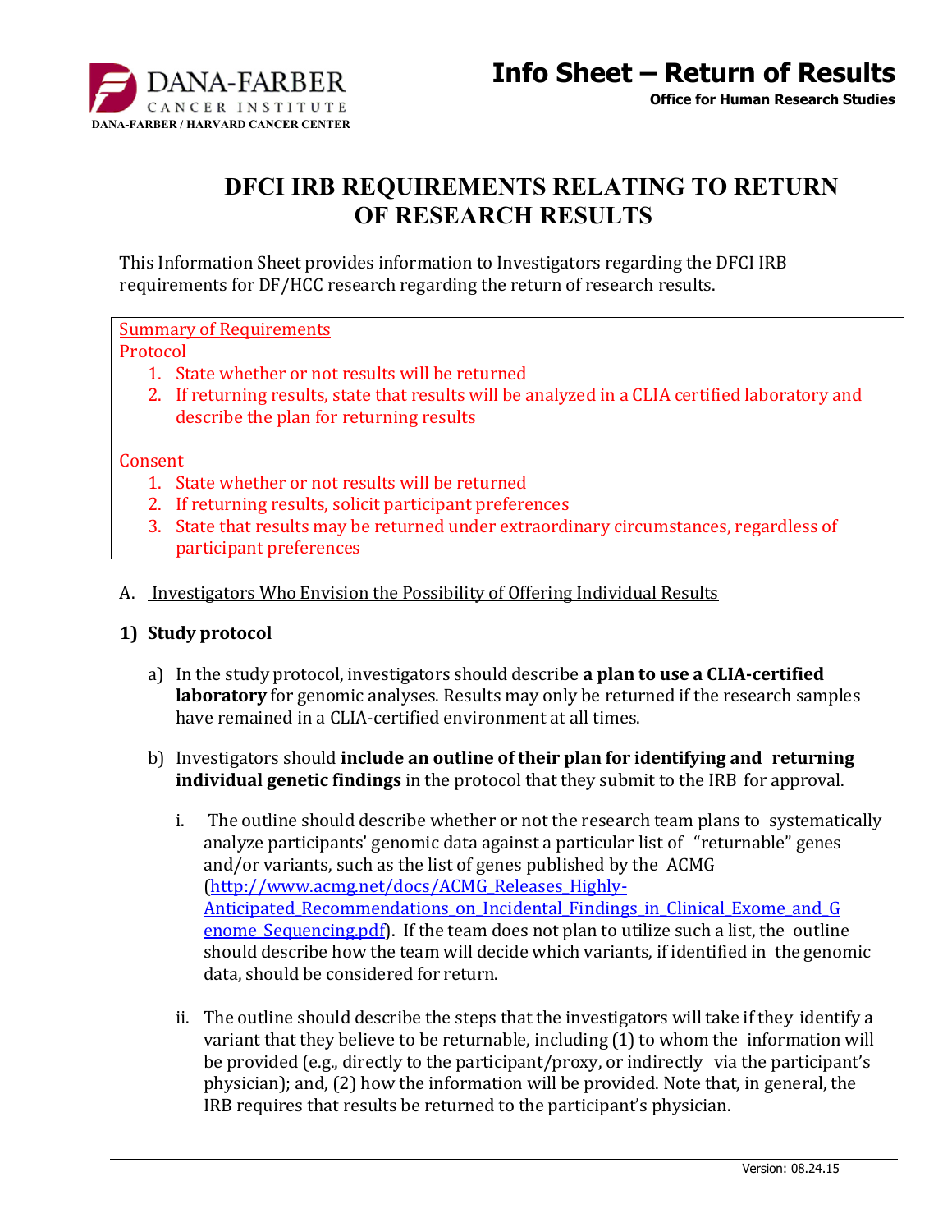# Info Sheet – Return of Results

**Office for Human Research Studies**

DANA-FARBER CANCER INSTITUTE
DANA-FARBER / HARVARD CANCER CENTER

## DFCI IRB REQUIREMENTS RELATING TO RETURN OF RESEARCH RESULTS

This Information Sheet provides information to Investigators regarding the DFCI IRB requirements for DF/HCC research regarding the return of research results.

Summary of Requirements

Protocol

1. State whether or not results will be returned
2. If returning results, state that results will be analyzed in a CLIA certified laboratory and describe the plan for returning results

Consent

1. State whether or not results will be returned
2. If returning results, solicit participant preferences
3. State that results may be returned under extraordinary circumstances, regardless of participant preferences

A. Investigators Who Envision the Possibility of Offering Individual Results

### 1) Study protocol

a) In the study protocol, investigators should describe **a plan to use a CLIA-certified laboratory** for genomic analyses. Results may only be returned if the research samples have remained in a CLIA-certified environment at all times.

b) Investigators should **include an outline of their plan for identifying and returning individual genetic findings** in the protocol that they submit to the IRB for approval.

i. The outline should describe whether or not the research team plans to systematically analyze participants' genomic data against a particular list of "returnable" genes and/or variants, such as the list of genes published by the ACMG (http://www.acmg.net/docs/ACMG_Releases_Highly-Anticipated_Recommendations_on_Incidental_Findings_in_Clinical_Exome_and_Genome_Sequencing.pdf). If the team does not plan to utilize such a list, the outline should describe how the team will decide which variants, if identified in the genomic data, should be considered for return.

ii. The outline should describe the steps that the investigators will take if they identify a variant that they believe to be returnable, including (1) to whom the information will be provided (e.g., directly to the participant/proxy, or indirectly via the participant's physician); and, (2) how the information will be provided. Note that, in general, the IRB requires that results be returned to the participant's physician.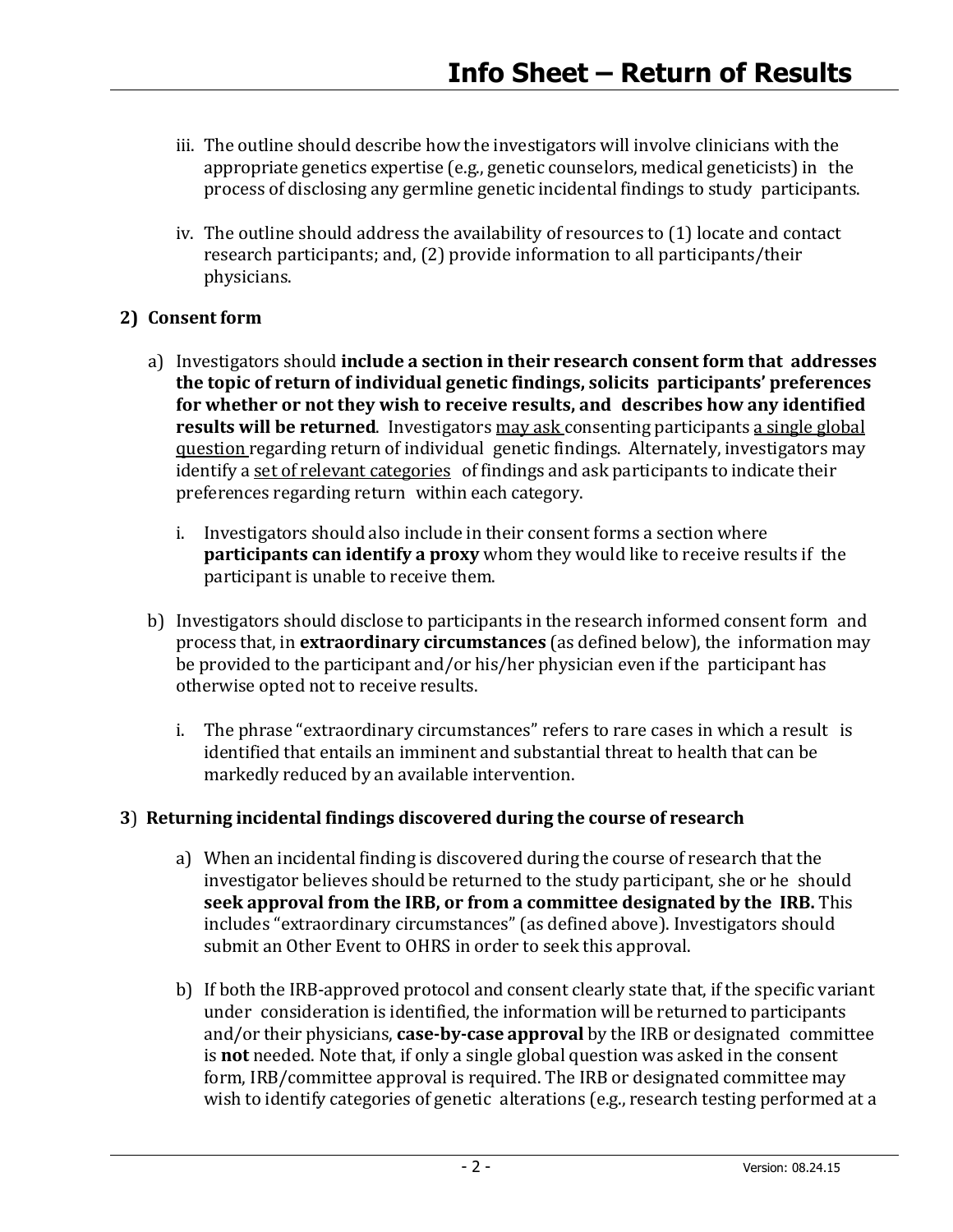iii. The outline should describe how the investigators will involve clinicians with the appropriate genetics expertise (e.g., genetic counselors, medical geneticists) in the process of disclosing any germline genetic incidental findings to study participants.

iv. The outline should address the availability of resources to (1) locate and contact research participants; and, (2) provide information to all participants/their physicians.

**2) Consent form**

a) Investigators should **include a section in their research consent form that addresses the topic of return of individual genetic findings, solicits participants' preferences for whether or not they wish to receive results, and describes how any identified results will be returned**. Investigators <u>may ask</u> consenting participants <u>a single global question</u> regarding return of individual genetic findings. Alternately, investigators may identify a <u>set of relevant categories</u> of findings and ask participants to indicate their preferences regarding return within each category.

   i. Investigators should also include in their consent forms a section where **participants can identify a proxy** whom they would like to receive results if the participant is unable to receive them.

b) Investigators should disclose to participants in the research informed consent form and process that, in **extraordinary circumstances** (as defined below), the information may be provided to the participant and/or his/her physician even if the participant has otherwise opted not to receive results.

   i. The phrase "extraordinary circumstances" refers to rare cases in which a result is identified that entails an imminent and substantial threat to health that can be markedly reduced by an available intervention.

**3) Returning incidental findings discovered during the course of research**

a) When an incidental finding is discovered during the course of research that the investigator believes should be returned to the study participant, she or he should **seek approval from the IRB, or from a committee designated by the IRB.** This includes "extraordinary circumstances" (as defined above). Investigators should submit an Other Event to OHRS in order to seek this approval.

b) If both the IRB-approved protocol and consent clearly state that, if the specific variant under consideration is identified, the information will be returned to participants and/or their physicians, **case-by-case approval** by the IRB or designated committee is **not** needed. Note that, if only a single global question was asked in the consent form, IRB/committee approval is required. The IRB or designated committee may wish to identify categories of genetic alterations (e.g., research testing performed at a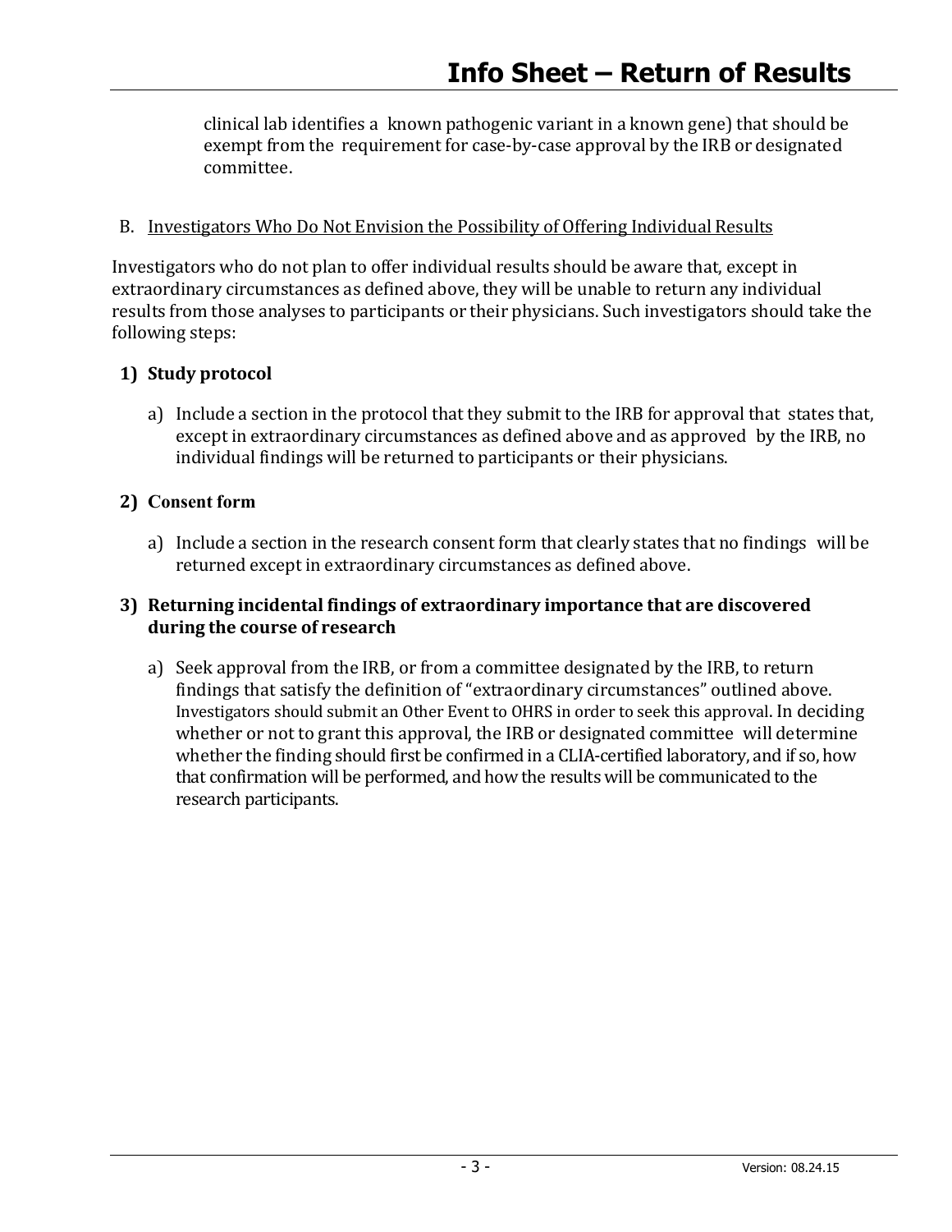clinical lab identifies a known pathogenic variant in a known gene) that should be exempt from the requirement for case-by-case approval by the IRB or designated committee.

B. Investigators Who Do Not Envision the Possibility of Offering Individual Results

Investigators who do not plan to offer individual results should be aware that, except in extraordinary circumstances as defined above, they will be unable to return any individual results from those analyses to participants or their physicians. Such investigators should take the following steps:

**1) Study protocol**

a) Include a section in the protocol that they submit to the IRB for approval that states that, except in extraordinary circumstances as defined above and as approved by the IRB, no individual findings will be returned to participants or their physicians.

**2) Consent form**

a) Include a section in the research consent form that clearly states that no findings will be returned except in extraordinary circumstances as defined above.

**3) Returning incidental findings of extraordinary importance that are discovered during the course of research**

a) Seek approval from the IRB, or from a committee designated by the IRB, to return findings that satisfy the definition of "extraordinary circumstances" outlined above. Investigators should submit an Other Event to OHRS in order to seek this approval. In deciding whether or not to grant this approval, the IRB or designated committee will determine whether the finding should first be confirmed in a CLIA-certified laboratory, and if so, how that confirmation will be performed, and how the results will be communicated to the research participants.